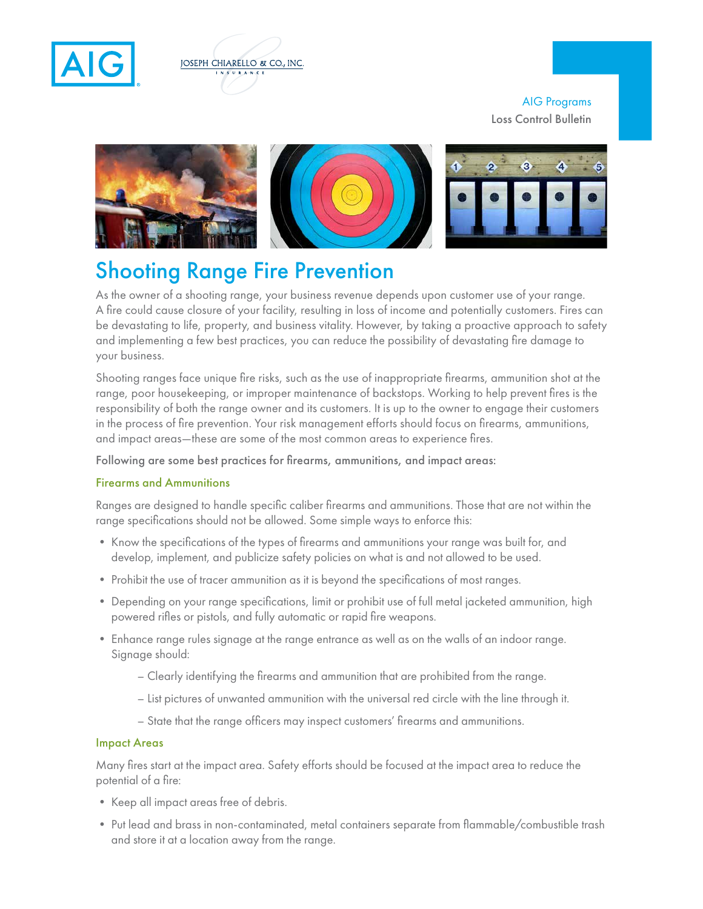AIG Programs
Loss Control Bulletin

# Shooting Range Fire Prevention

As the owner of a shooting range, your business revenue depends upon customer use of your range. A fire could cause closure of your facility, resulting in loss of income and potentially customers. Fires can be devastating to life, property, and business vitality. However, by taking a proactive approach to safety and implementing a few best practices, you can reduce the possibility of devastating fire damage to your business.

Shooting ranges face unique fire risks, such as the use of inappropriate firearms, ammunition shot at the range, poor housekeeping, or improper maintenance of backstops. Working to help prevent fires is the responsibility of both the range owner and its customers. It is up to the owner to engage their customers in the process of fire prevention. Your risk management efforts should focus on firearms, ammunitions, and impact areas—these are some of the most common areas to experience fires.

Following are some best practices for firearms, ammunitions, and impact areas:

## Firearms and Ammunitions

Ranges are designed to handle specific caliber firearms and ammunitions. Those that are not within the range specifications should not be allowed. Some simple ways to enforce this:

- Know the specifications of the types of firearms and ammunitions your range was built for, and develop, implement, and publicize safety policies on what is and not allowed to be used.
- Prohibit the use of tracer ammunition as it is beyond the specifications of most ranges.
- Depending on your range specifications, limit or prohibit use of full metal jacketed ammunition, high powered rifles or pistols, and fully automatic or rapid fire weapons.
- Enhance range rules signage at the range entrance as well as on the walls of an indoor range. Signage should:
  - Clearly identifying the firearms and ammunition that are prohibited from the range.
  - List pictures of unwanted ammunition with the universal red circle with the line through it.
  - State that the range officers may inspect customers' firearms and ammunitions.

## Impact Areas

Many fires start at the impact area. Safety efforts should be focused at the impact area to reduce the potential of a fire:

- Keep all impact areas free of debris.
- Put lead and brass in non-contaminated, metal containers separate from flammable/combustible trash and store it at a location away from the range.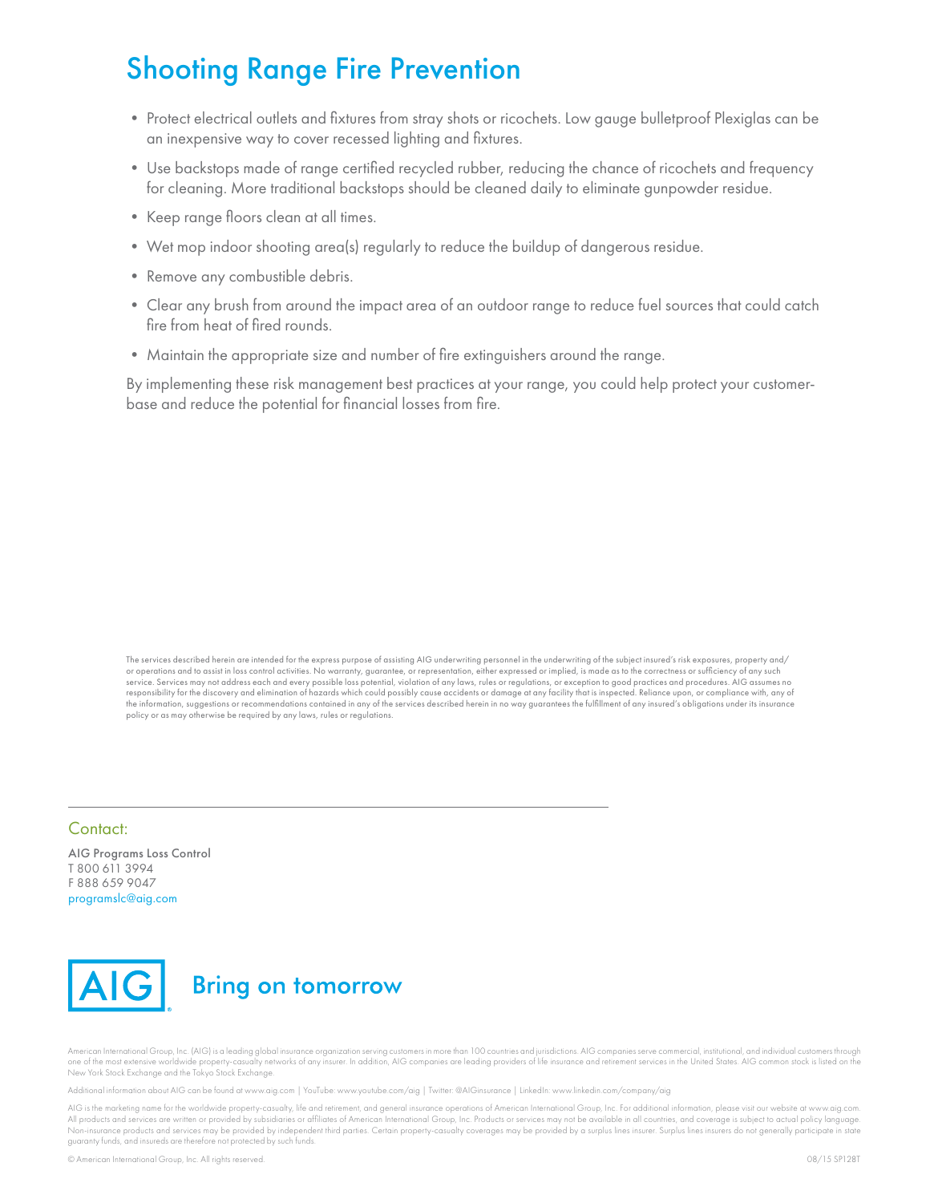## Shooting Range Fire Prevention

- Protect electrical outlets and fixtures from stray shots or ricochets. Low gauge bulletproof Plexiglas can be an inexpensive way to cover recessed lighting and fixtures.
- Use backstops made of range certified recycled rubber, reducing the chance of ricochets and frequency for cleaning. More traditional backstops should be cleaned daily to eliminate gunpowder residue.
- Keep range floors clean at all times.
- Wet mop indoor shooting area(s) regularly to reduce the buildup of dangerous residue.
- Remove any combustible debris.
- Clear any brush from around the impact area of an outdoor range to reduce fuel sources that could catch fire from heat of fired rounds.
- Maintain the appropriate size and number of fire extinguishers around the range.

By implementing these risk management best practices at your range, you could help protect your customer-base and reduce the potential for financial losses from fire.

The services described herein are intended for the express purpose of assisting AIG underwriting personnel in the underwriting of the subject insured's risk exposures, property and/or operations and to assist in loss control activities. No warranty, guarantee, or representation, either expressed or implied, is made as to the correctness or sufficiency of any such service. Services may not address each and every possible loss potential, violation of any laws, rules or regulations, or exception to good practices and procedures. AIG assumes no responsibility for the discovery and elimination of hazards which could possibly cause accidents or damage at any facility that is inspected. Reliance upon, or compliance with, any of the information, suggestions or recommendations contained in any of the services described herein in no way guarantees the fulfillment of any insured's obligations under its insurance policy or as may otherwise be required by any laws, rules or regulations.

---

Contact:

**AIG Programs Loss Control**
T 800 611 3994
F 888 659 9047
programslc@aig.com

AIG Bring on tomorrow

American International Group, Inc. (AIG) is a leading global insurance organization serving customers in more than 100 countries and jurisdictions. AIG companies serve commercial, institutional, and individual customers through one of the most extensive worldwide property-casualty networks of any insurer. In addition, AIG companies are leading providers of life insurance and retirement services in the United States. AIG common stock is listed on the New York Stock Exchange and the Tokyo Stock Exchange.

Additional information about AIG can be found at www.aig.com | YouTube: www.youtube.com/aig | Twitter: @AIGinsurance | LinkedIn: www.linkedin.com/company/aig

AIG is the marketing name for the worldwide property-casualty, life and retirement, and general insurance operations of American International Group, Inc. For additional information, please visit our website at www.aig.com. All products and services are written or provided by subsidiaries or affiliates of American International Group, Inc. Products or services may not be available in all countries, and coverage is subject to actual policy language. Non-insurance products and services may be provided by independent third parties. Certain property-casualty coverages may be provided by a surplus lines insurer. Surplus lines insurers do not generally participate in state guaranty funds, and insureds are therefore not protected by such funds.

© American International Group, Inc. All rights reserved.

08/15 SP128T